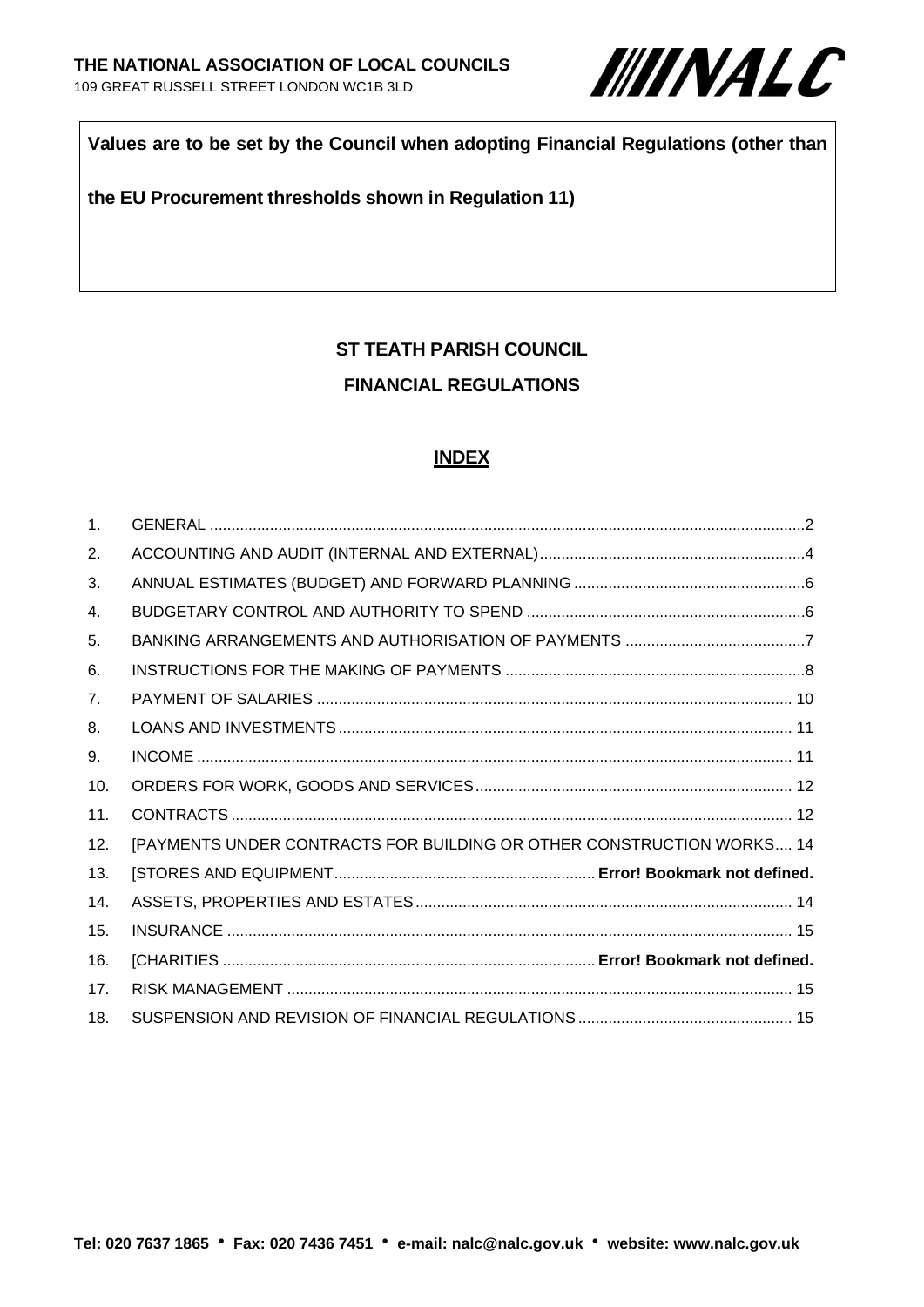**THE NATIONAL ASSOCIATION OF LOCAL COUNCILS**
109 GREAT RUSSELL STREET LONDON WC1B 3LD

NALC

**Values are to be set by the Council when adopting Financial Regulations (other than the EU Procurement thresholds shown in Regulation 11)**

# ST TEATH PARISH COUNCIL

# FINANCIAL REGULATIONS

## INDEX

| | | |
|---|---|---|
| 1. | GENERAL | 2 |
| 2. | ACCOUNTING AND AUDIT (INTERNAL AND EXTERNAL) | 4 |
| 3. | ANNUAL ESTIMATES (BUDGET) AND FORWARD PLANNING | 6 |
| 4. | BUDGETARY CONTROL AND AUTHORITY TO SPEND | 6 |
| 5. | BANKING ARRANGEMENTS AND AUTHORISATION OF PAYMENTS | 7 |
| 6. | INSTRUCTIONS FOR THE MAKING OF PAYMENTS | 8 |
| 7. | PAYMENT OF SALARIES | 10 |
| 8. | LOANS AND INVESTMENTS | 11 |
| 9. | INCOME | 11 |
| 10. | ORDERS FOR WORK, GOODS AND SERVICES | 12 |
| 11. | CONTRACTS | 12 |
| 12. | [PAYMENTS UNDER CONTRACTS FOR BUILDING OR OTHER CONSTRUCTION WORKS | 14 |
| 13. | [STORES AND EQUIPMENT | **Error! Bookmark not defined.** |
| 14. | ASSETS, PROPERTIES AND ESTATES | 14 |
| 15. | INSURANCE | 15 |
| 16. | [CHARITIES | **Error! Bookmark not defined.** |
| 17. | RISK MANAGEMENT | 15 |
| 18. | SUSPENSION AND REVISION OF FINANCIAL REGULATIONS | 15 |

**Tel: 020 7637 1865 • Fax: 020 7436 7451 • e-mail: nalc@nalc.gov.uk • website: www.nalc.gov.uk**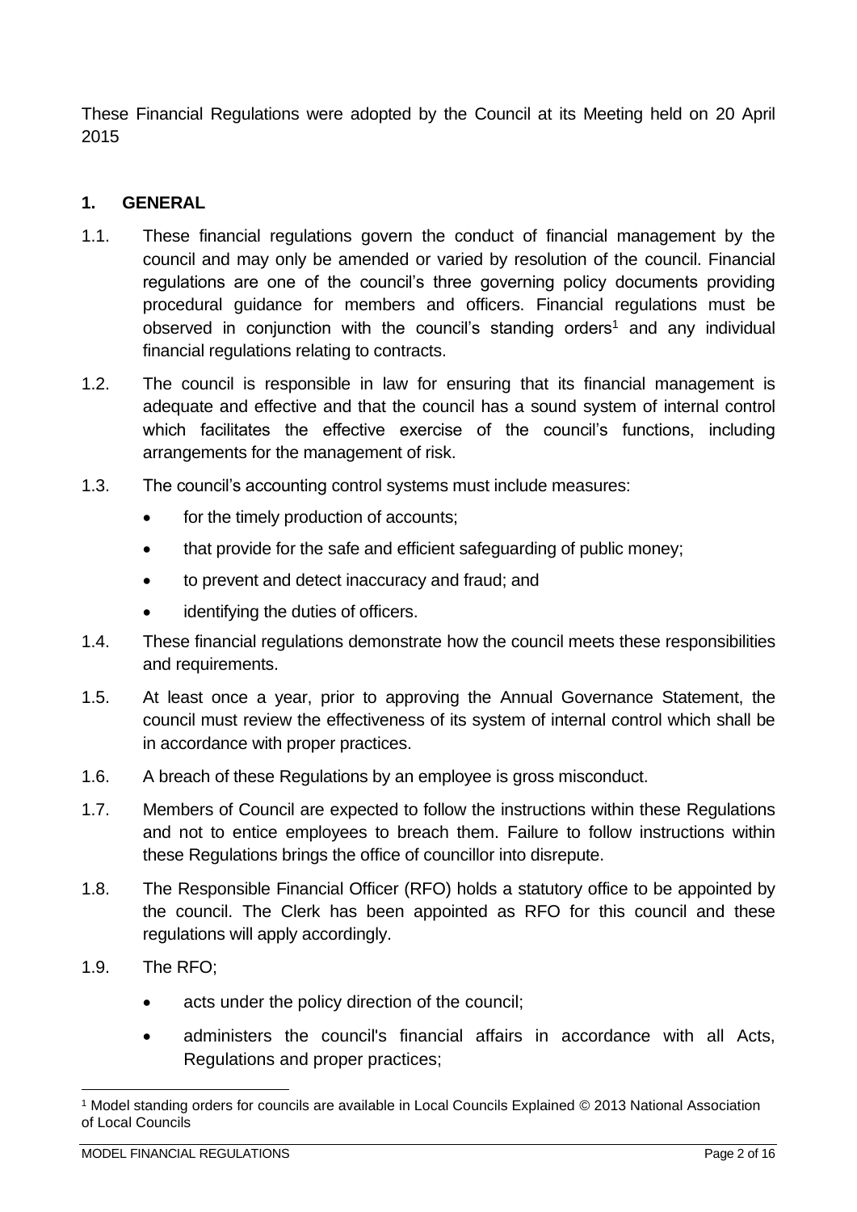These Financial Regulations were adopted by the Council at its Meeting held on 20 April 2015

## 1. GENERAL

1.1. These financial regulations govern the conduct of financial management by the council and may only be amended or varied by resolution of the council. Financial regulations are one of the council's three governing policy documents providing procedural guidance for members and officers. Financial regulations must be observed in conjunction with the council's standing orders[1] and any individual financial regulations relating to contracts.

1.2. The council is responsible in law for ensuring that its financial management is adequate and effective and that the council has a sound system of internal control which facilitates the effective exercise of the council's functions, including arrangements for the management of risk.

1.3. The council's accounting control systems must include measures:

- for the timely production of accounts;
- that provide for the safe and efficient safeguarding of public money;
- to prevent and detect inaccuracy and fraud; and
- identifying the duties of officers.

1.4. These financial regulations demonstrate how the council meets these responsibilities and requirements.

1.5. At least once a year, prior to approving the Annual Governance Statement, the council must review the effectiveness of its system of internal control which shall be in accordance with proper practices.

1.6. A breach of these Regulations by an employee is gross misconduct.

1.7. Members of Council are expected to follow the instructions within these Regulations and not to entice employees to breach them. Failure to follow instructions within these Regulations brings the office of councillor into disrepute.

1.8. The Responsible Financial Officer (RFO) holds a statutory office to be appointed by the council. The Clerk has been appointed as RFO for this council and these regulations will apply accordingly.

1.9. The RFO;

- acts under the policy direction of the council;
- administers the council's financial affairs in accordance with all Acts, Regulations and proper practices;

---

[1] Model standing orders for councils are available in Local Councils Explained © 2013 National Association of Local Councils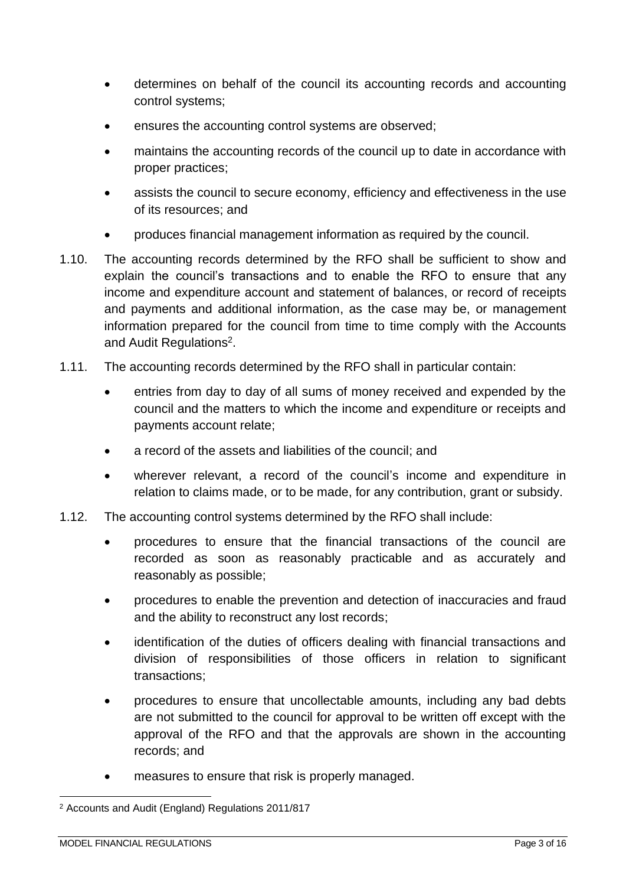- determines on behalf of the council its accounting records and accounting control systems;
- ensures the accounting control systems are observed;
- maintains the accounting records of the council up to date in accordance with proper practices;
- assists the council to secure economy, efficiency and effectiveness in the use of its resources; and
- produces financial management information as required by the council.

1.10. The accounting records determined by the RFO shall be sufficient to show and explain the council's transactions and to enable the RFO to ensure that any income and expenditure account and statement of balances, or record of receipts and payments and additional information, as the case may be, or management information prepared for the council from time to time comply with the Accounts and Audit Regulations[2].

1.11. The accounting records determined by the RFO shall in particular contain:

- entries from day to day of all sums of money received and expended by the council and the matters to which the income and expenditure or receipts and payments account relate;
- a record of the assets and liabilities of the council; and
- wherever relevant, a record of the council's income and expenditure in relation to claims made, or to be made, for any contribution, grant or subsidy.

1.12. The accounting control systems determined by the RFO shall include:

- procedures to ensure that the financial transactions of the council are recorded as soon as reasonably practicable and as accurately and reasonably as possible;
- procedures to enable the prevention and detection of inaccuracies and fraud and the ability to reconstruct any lost records;
- identification of the duties of officers dealing with financial transactions and division of responsibilities of those officers in relation to significant transactions;
- procedures to ensure that uncollectable amounts, including any bad debts are not submitted to the council for approval to be written off except with the approval of the RFO and that the approvals are shown in the accounting records; and
- measures to ensure that risk is properly managed.

---

[2] Accounts and Audit (England) Regulations 2011/817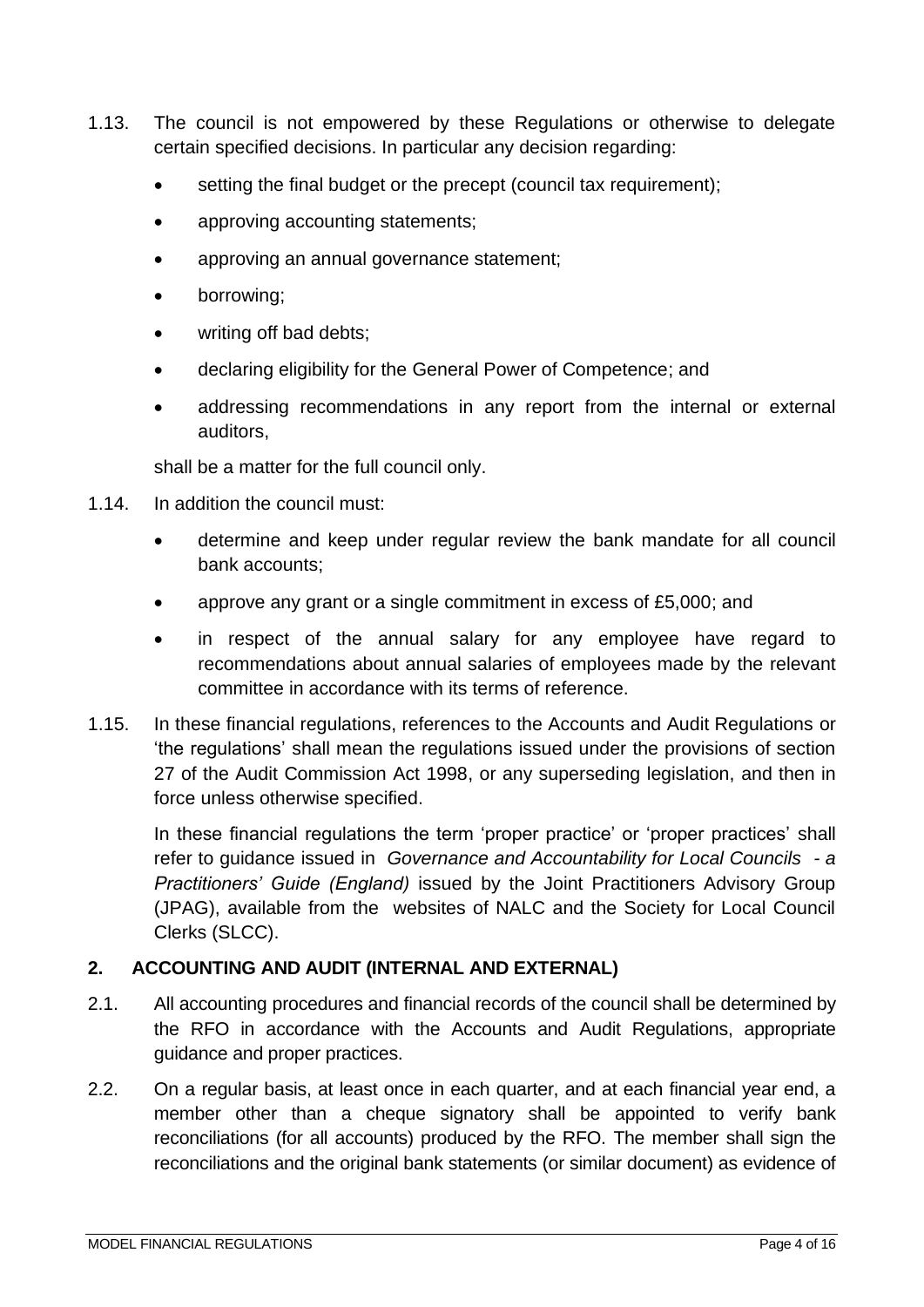1.13. The council is not empowered by these Regulations or otherwise to delegate certain specified decisions. In particular any decision regarding:

- setting the final budget or the precept (council tax requirement);
- approving accounting statements;
- approving an annual governance statement;
- borrowing;
- writing off bad debts;
- declaring eligibility for the General Power of Competence; and
- addressing recommendations in any report from the internal or external auditors,

shall be a matter for the full council only.

1.14. In addition the council must:

- determine and keep under regular review the bank mandate for all council bank accounts;
- approve any grant or a single commitment in excess of £5,000; and
- in respect of the annual salary for any employee have regard to recommendations about annual salaries of employees made by the relevant committee in accordance with its terms of reference.

1.15. In these financial regulations, references to the Accounts and Audit Regulations or 'the regulations' shall mean the regulations issued under the provisions of section 27 of the Audit Commission Act 1998, or any superseding legislation, and then in force unless otherwise specified.

In these financial regulations the term 'proper practice' or 'proper practices' shall refer to guidance issued in *Governance and Accountability for Local Councils - a Practitioners' Guide (England)* issued by the Joint Practitioners Advisory Group (JPAG), available from the websites of NALC and the Society for Local Council Clerks (SLCC).

## 2. ACCOUNTING AND AUDIT (INTERNAL AND EXTERNAL)

2.1. All accounting procedures and financial records of the council shall be determined by the RFO in accordance with the Accounts and Audit Regulations, appropriate guidance and proper practices.

2.2. On a regular basis, at least once in each quarter, and at each financial year end, a member other than a cheque signatory shall be appointed to verify bank reconciliations (for all accounts) produced by the RFO. The member shall sign the reconciliations and the original bank statements (or similar document) as evidence of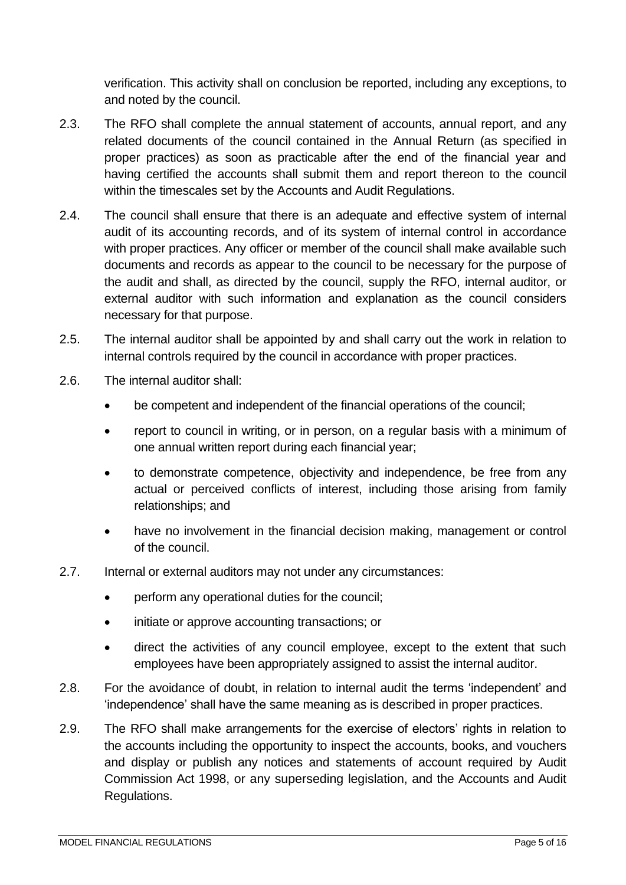verification. This activity shall on conclusion be reported, including any exceptions, to and noted by the council.

2.3. The RFO shall complete the annual statement of accounts, annual report, and any related documents of the council contained in the Annual Return (as specified in proper practices) as soon as practicable after the end of the financial year and having certified the accounts shall submit them and report thereon to the council within the timescales set by the Accounts and Audit Regulations.

2.4. The council shall ensure that there is an adequate and effective system of internal audit of its accounting records, and of its system of internal control in accordance with proper practices. Any officer or member of the council shall make available such documents and records as appear to the council to be necessary for the purpose of the audit and shall, as directed by the council, supply the RFO, internal auditor, or external auditor with such information and explanation as the council considers necessary for that purpose.

2.5. The internal auditor shall be appointed by and shall carry out the work in relation to internal controls required by the council in accordance with proper practices.

2.6. The internal auditor shall:

- be competent and independent of the financial operations of the council;
- report to council in writing, or in person, on a regular basis with a minimum of one annual written report during each financial year;
- to demonstrate competence, objectivity and independence, be free from any actual or perceived conflicts of interest, including those arising from family relationships; and
- have no involvement in the financial decision making, management or control of the council.

2.7. Internal or external auditors may not under any circumstances:

- perform any operational duties for the council;
- initiate or approve accounting transactions; or
- direct the activities of any council employee, except to the extent that such employees have been appropriately assigned to assist the internal auditor.

2.8. For the avoidance of doubt, in relation to internal audit the terms 'independent' and 'independence' shall have the same meaning as is described in proper practices.

2.9. The RFO shall make arrangements for the exercise of electors' rights in relation to the accounts including the opportunity to inspect the accounts, books, and vouchers and display or publish any notices and statements of account required by Audit Commission Act 1998, or any superseding legislation, and the Accounts and Audit Regulations.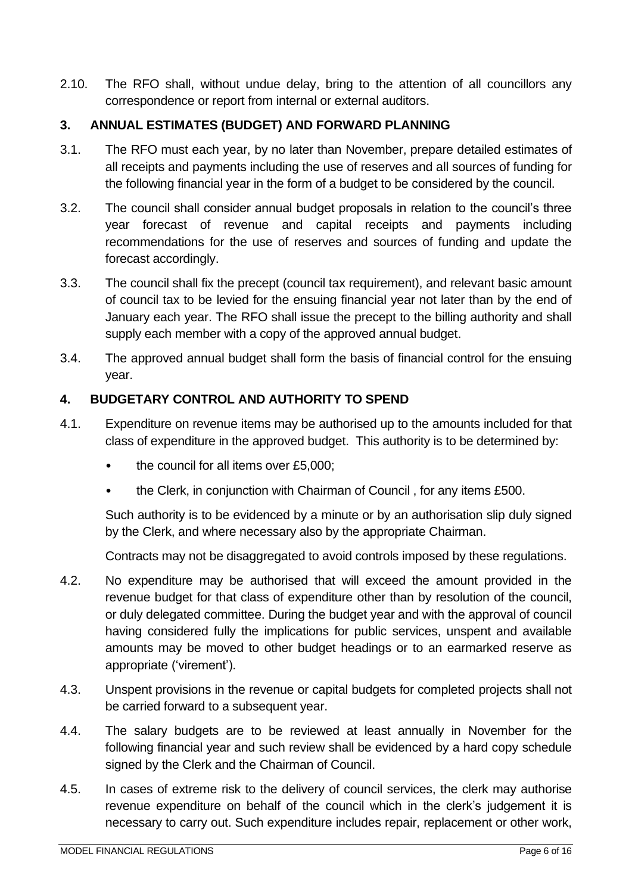2.10. The RFO shall, without undue delay, bring to the attention of all councillors any correspondence or report from internal or external auditors.

## 3. ANNUAL ESTIMATES (BUDGET) AND FORWARD PLANNING

3.1. The RFO must each year, by no later than November, prepare detailed estimates of all receipts and payments including the use of reserves and all sources of funding for the following financial year in the form of a budget to be considered by the council.

3.2. The council shall consider annual budget proposals in relation to the council's three year forecast of revenue and capital receipts and payments including recommendations for the use of reserves and sources of funding and update the forecast accordingly.

3.3. The council shall fix the precept (council tax requirement), and relevant basic amount of council tax to be levied for the ensuing financial year not later than by the end of January each year. The RFO shall issue the precept to the billing authority and shall supply each member with a copy of the approved annual budget.

3.4. The approved annual budget shall form the basis of financial control for the ensuing year.

## 4. BUDGETARY CONTROL AND AUTHORITY TO SPEND

4.1. Expenditure on revenue items may be authorised up to the amounts included for that class of expenditure in the approved budget. This authority is to be determined by:

- the council for all items over £5,000;
- the Clerk, in conjunction with Chairman of Council , for any items £500.

Such authority is to be evidenced by a minute or by an authorisation slip duly signed by the Clerk, and where necessary also by the appropriate Chairman.

Contracts may not be disaggregated to avoid controls imposed by these regulations.

4.2. No expenditure may be authorised that will exceed the amount provided in the revenue budget for that class of expenditure other than by resolution of the council, or duly delegated committee. During the budget year and with the approval of council having considered fully the implications for public services, unspent and available amounts may be moved to other budget headings or to an earmarked reserve as appropriate ('virement').

4.3. Unspent provisions in the revenue or capital budgets for completed projects shall not be carried forward to a subsequent year.

4.4. The salary budgets are to be reviewed at least annually in November for the following financial year and such review shall be evidenced by a hard copy schedule signed by the Clerk and the Chairman of Council.

4.5. In cases of extreme risk to the delivery of council services, the clerk may authorise revenue expenditure on behalf of the council which in the clerk's judgement it is necessary to carry out. Such expenditure includes repair, replacement or other work,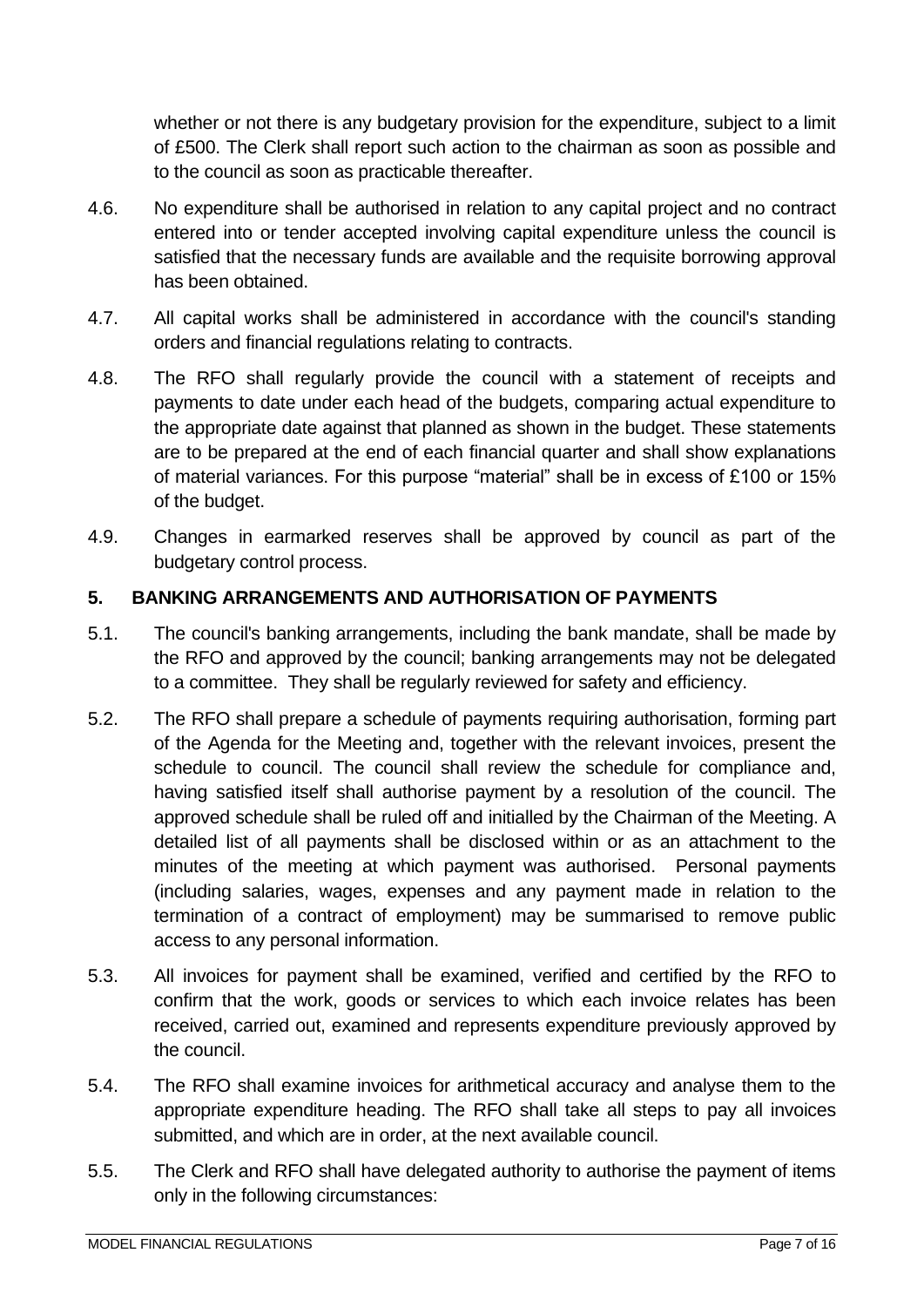whether or not there is any budgetary provision for the expenditure, subject to a limit of £500. The Clerk shall report such action to the chairman as soon as possible and to the council as soon as practicable thereafter.

4.6. No expenditure shall be authorised in relation to any capital project and no contract entered into or tender accepted involving capital expenditure unless the council is satisfied that the necessary funds are available and the requisite borrowing approval has been obtained.

4.7. All capital works shall be administered in accordance with the council's standing orders and financial regulations relating to contracts.

4.8. The RFO shall regularly provide the council with a statement of receipts and payments to date under each head of the budgets, comparing actual expenditure to the appropriate date against that planned as shown in the budget. These statements are to be prepared at the end of each financial quarter and shall show explanations of material variances. For this purpose "material" shall be in excess of £100 or 15% of the budget.

4.9. Changes in earmarked reserves shall be approved by council as part of the budgetary control process.

## 5. BANKING ARRANGEMENTS AND AUTHORISATION OF PAYMENTS

5.1. The council's banking arrangements, including the bank mandate, shall be made by the RFO and approved by the council; banking arrangements may not be delegated to a committee. They shall be regularly reviewed for safety and efficiency.

5.2. The RFO shall prepare a schedule of payments requiring authorisation, forming part of the Agenda for the Meeting and, together with the relevant invoices, present the schedule to council. The council shall review the schedule for compliance and, having satisfied itself shall authorise payment by a resolution of the council. The approved schedule shall be ruled off and initialled by the Chairman of the Meeting. A detailed list of all payments shall be disclosed within or as an attachment to the minutes of the meeting at which payment was authorised. Personal payments (including salaries, wages, expenses and any payment made in relation to the termination of a contract of employment) may be summarised to remove public access to any personal information.

5.3. All invoices for payment shall be examined, verified and certified by the RFO to confirm that the work, goods or services to which each invoice relates has been received, carried out, examined and represents expenditure previously approved by the council.

5.4. The RFO shall examine invoices for arithmetical accuracy and analyse them to the appropriate expenditure heading. The RFO shall take all steps to pay all invoices submitted, and which are in order, at the next available council.

5.5. The Clerk and RFO shall have delegated authority to authorise the payment of items only in the following circumstances: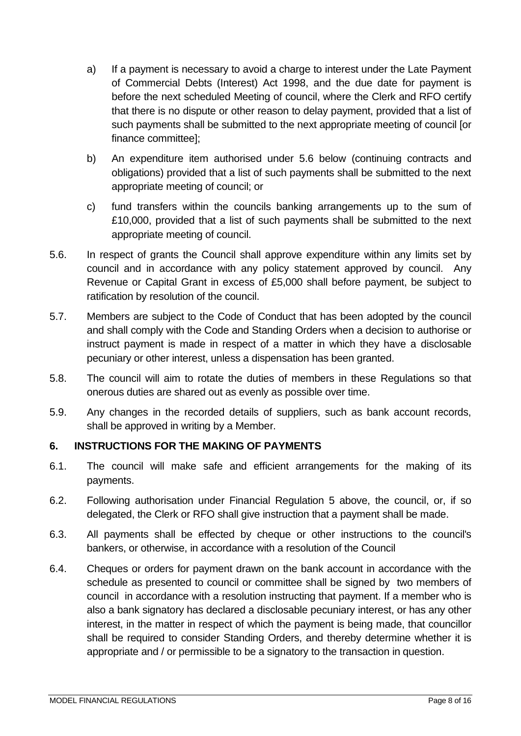a) If a payment is necessary to avoid a charge to interest under the Late Payment of Commercial Debts (Interest) Act 1998, and the due date for payment is before the next scheduled Meeting of council, where the Clerk and RFO certify that there is no dispute or other reason to delay payment, provided that a list of such payments shall be submitted to the next appropriate meeting of council [or finance committee];

b) An expenditure item authorised under 5.6 below (continuing contracts and obligations) provided that a list of such payments shall be submitted to the next appropriate meeting of council; or

c) fund transfers within the councils banking arrangements up to the sum of £10,000, provided that a list of such payments shall be submitted to the next appropriate meeting of council.

5.6. In respect of grants the Council shall approve expenditure within any limits set by council and in accordance with any policy statement approved by council. Any Revenue or Capital Grant in excess of £5,000 shall before payment, be subject to ratification by resolution of the council.

5.7. Members are subject to the Code of Conduct that has been adopted by the council and shall comply with the Code and Standing Orders when a decision to authorise or instruct payment is made in respect of a matter in which they have a disclosable pecuniary or other interest, unless a dispensation has been granted.

5.8. The council will aim to rotate the duties of members in these Regulations so that onerous duties are shared out as evenly as possible over time.

5.9. Any changes in the recorded details of suppliers, such as bank account records, shall be approved in writing by a Member.

## 6. INSTRUCTIONS FOR THE MAKING OF PAYMENTS

6.1. The council will make safe and efficient arrangements for the making of its payments.

6.2. Following authorisation under Financial Regulation 5 above, the council, or, if so delegated, the Clerk or RFO shall give instruction that a payment shall be made.

6.3. All payments shall be effected by cheque or other instructions to the council's bankers, or otherwise, in accordance with a resolution of the Council

6.4. Cheques or orders for payment drawn on the bank account in accordance with the schedule as presented to council or committee shall be signed by two members of council in accordance with a resolution instructing that payment. If a member who is also a bank signatory has declared a disclosable pecuniary interest, or has any other interest, in the matter in respect of which the payment is being made, that councillor shall be required to consider Standing Orders, and thereby determine whether it is appropriate and / or permissible to be a signatory to the transaction in question.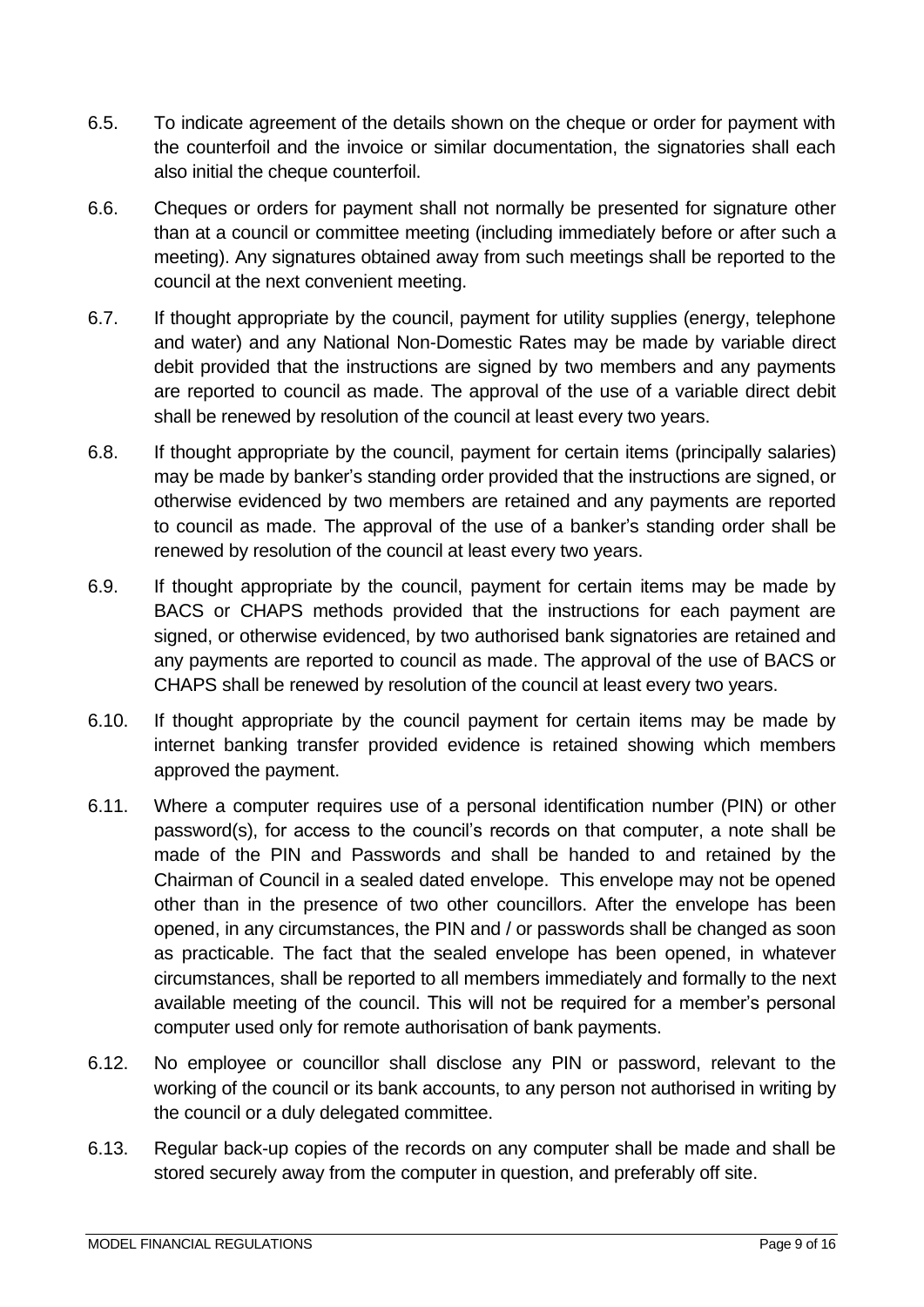6.5. To indicate agreement of the details shown on the cheque or order for payment with the counterfoil and the invoice or similar documentation, the signatories shall each also initial the cheque counterfoil.

6.6. Cheques or orders for payment shall not normally be presented for signature other than at a council or committee meeting (including immediately before or after such a meeting). Any signatures obtained away from such meetings shall be reported to the council at the next convenient meeting.

6.7. If thought appropriate by the council, payment for utility supplies (energy, telephone and water) and any National Non-Domestic Rates may be made by variable direct debit provided that the instructions are signed by two members and any payments are reported to council as made. The approval of the use of a variable direct debit shall be renewed by resolution of the council at least every two years.

6.8. If thought appropriate by the council, payment for certain items (principally salaries) may be made by banker's standing order provided that the instructions are signed, or otherwise evidenced by two members are retained and any payments are reported to council as made. The approval of the use of a banker's standing order shall be renewed by resolution of the council at least every two years.

6.9. If thought appropriate by the council, payment for certain items may be made by BACS or CHAPS methods provided that the instructions for each payment are signed, or otherwise evidenced, by two authorised bank signatories are retained and any payments are reported to council as made. The approval of the use of BACS or CHAPS shall be renewed by resolution of the council at least every two years.

6.10. If thought appropriate by the council payment for certain items may be made by internet banking transfer provided evidence is retained showing which members approved the payment.

6.11. Where a computer requires use of a personal identification number (PIN) or other password(s), for access to the council's records on that computer, a note shall be made of the PIN and Passwords and shall be handed to and retained by the Chairman of Council in a sealed dated envelope. This envelope may not be opened other than in the presence of two other councillors. After the envelope has been opened, in any circumstances, the PIN and / or passwords shall be changed as soon as practicable. The fact that the sealed envelope has been opened, in whatever circumstances, shall be reported to all members immediately and formally to the next available meeting of the council. This will not be required for a member's personal computer used only for remote authorisation of bank payments.

6.12. No employee or councillor shall disclose any PIN or password, relevant to the working of the council or its bank accounts, to any person not authorised in writing by the council or a duly delegated committee.

6.13. Regular back-up copies of the records on any computer shall be made and shall be stored securely away from the computer in question, and preferably off site.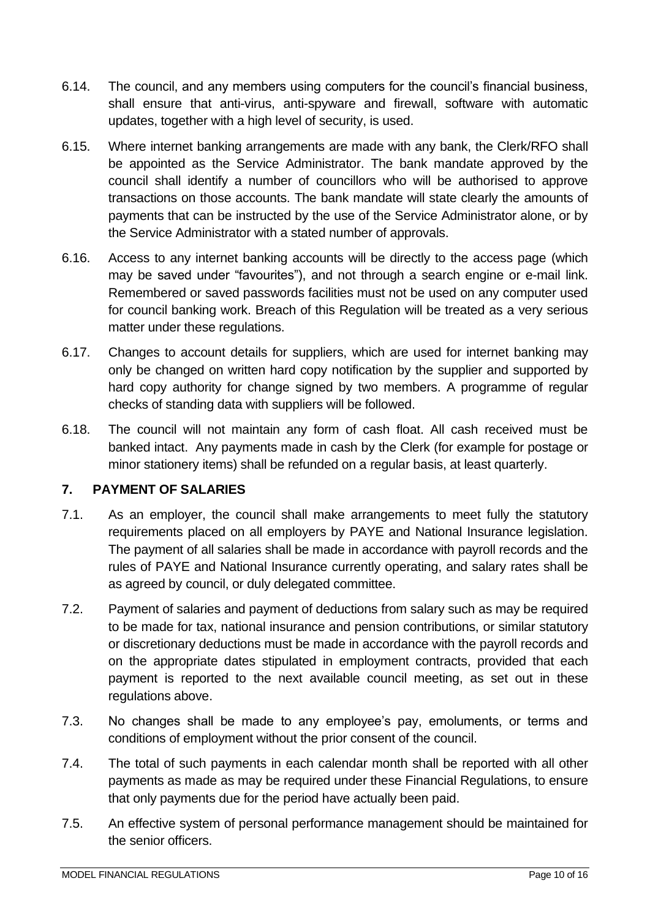6.14. The council, and any members using computers for the council's financial business, shall ensure that anti-virus, anti-spyware and firewall, software with automatic updates, together with a high level of security, is used.

6.15. Where internet banking arrangements are made with any bank, the Clerk/RFO shall be appointed as the Service Administrator. The bank mandate approved by the council shall identify a number of councillors who will be authorised to approve transactions on those accounts. The bank mandate will state clearly the amounts of payments that can be instructed by the use of the Service Administrator alone, or by the Service Administrator with a stated number of approvals.

6.16. Access to any internet banking accounts will be directly to the access page (which may be saved under "favourites"), and not through a search engine or e-mail link. Remembered or saved passwords facilities must not be used on any computer used for council banking work. Breach of this Regulation will be treated as a very serious matter under these regulations.

6.17. Changes to account details for suppliers, which are used for internet banking may only be changed on written hard copy notification by the supplier and supported by hard copy authority for change signed by two members. A programme of regular checks of standing data with suppliers will be followed.

6.18. The council will not maintain any form of cash float. All cash received must be banked intact. Any payments made in cash by the Clerk (for example for postage or minor stationery items) shall be refunded on a regular basis, at least quarterly.

## 7. PAYMENT OF SALARIES

7.1. As an employer, the council shall make arrangements to meet fully the statutory requirements placed on all employers by PAYE and National Insurance legislation. The payment of all salaries shall be made in accordance with payroll records and the rules of PAYE and National Insurance currently operating, and salary rates shall be as agreed by council, or duly delegated committee.

7.2. Payment of salaries and payment of deductions from salary such as may be required to be made for tax, national insurance and pension contributions, or similar statutory or discretionary deductions must be made in accordance with the payroll records and on the appropriate dates stipulated in employment contracts, provided that each payment is reported to the next available council meeting, as set out in these regulations above.

7.3. No changes shall be made to any employee's pay, emoluments, or terms and conditions of employment without the prior consent of the council.

7.4. The total of such payments in each calendar month shall be reported with all other payments as made as may be required under these Financial Regulations, to ensure that only payments due for the period have actually been paid.

7.5. An effective system of personal performance management should be maintained for the senior officers.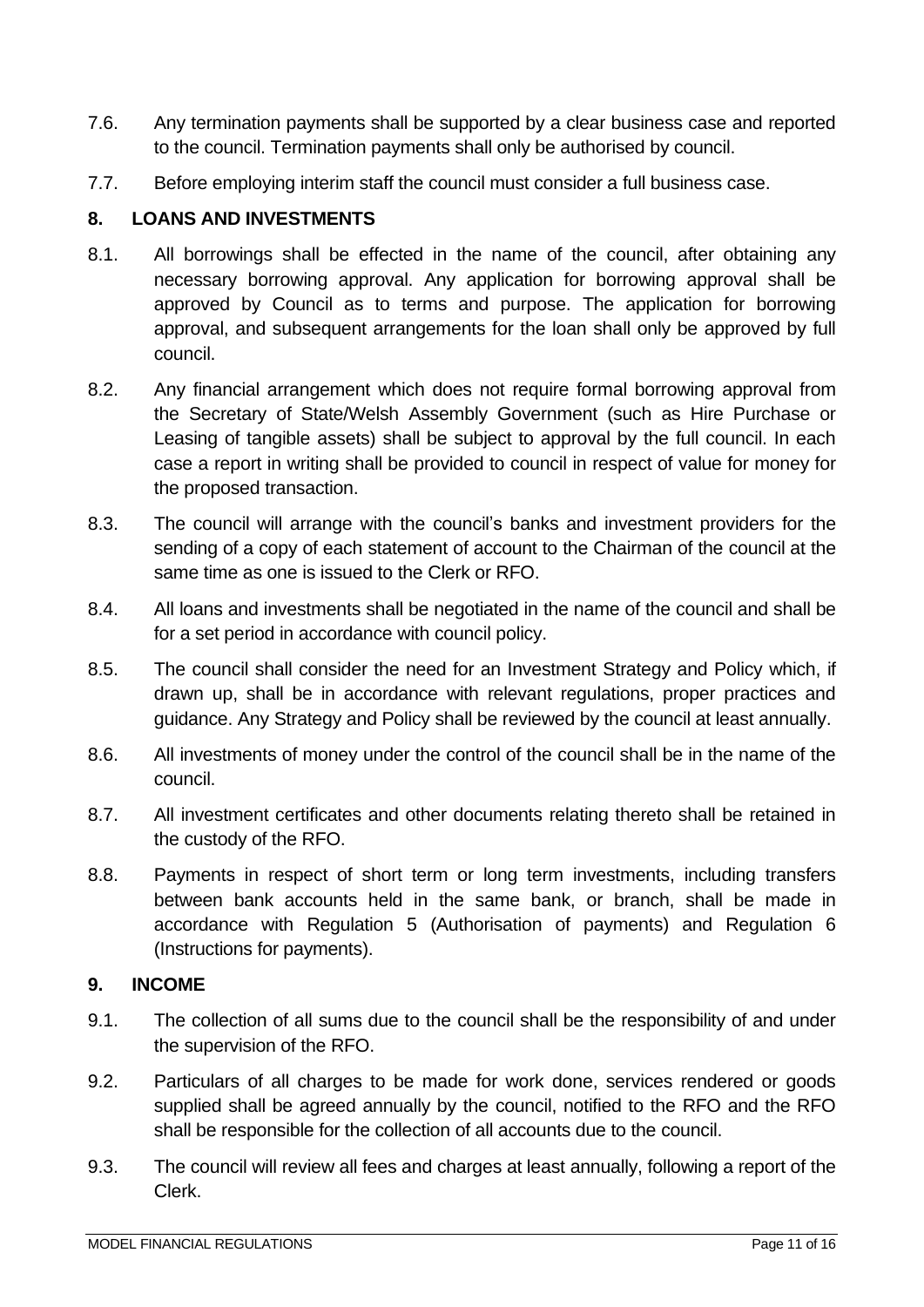7.6. Any termination payments shall be supported by a clear business case and reported to the council. Termination payments shall only be authorised by council.

7.7. Before employing interim staff the council must consider a full business case.

## 8. LOANS AND INVESTMENTS

8.1. All borrowings shall be effected in the name of the council, after obtaining any necessary borrowing approval. Any application for borrowing approval shall be approved by Council as to terms and purpose. The application for borrowing approval, and subsequent arrangements for the loan shall only be approved by full council.

8.2. Any financial arrangement which does not require formal borrowing approval from the Secretary of State/Welsh Assembly Government (such as Hire Purchase or Leasing of tangible assets) shall be subject to approval by the full council. In each case a report in writing shall be provided to council in respect of value for money for the proposed transaction.

8.3. The council will arrange with the council's banks and investment providers for the sending of a copy of each statement of account to the Chairman of the council at the same time as one is issued to the Clerk or RFO.

8.4. All loans and investments shall be negotiated in the name of the council and shall be for a set period in accordance with council policy.

8.5. The council shall consider the need for an Investment Strategy and Policy which, if drawn up, shall be in accordance with relevant regulations, proper practices and guidance. Any Strategy and Policy shall be reviewed by the council at least annually.

8.6. All investments of money under the control of the council shall be in the name of the council.

8.7. All investment certificates and other documents relating thereto shall be retained in the custody of the RFO.

8.8. Payments in respect of short term or long term investments, including transfers between bank accounts held in the same bank, or branch, shall be made in accordance with Regulation 5 (Authorisation of payments) and Regulation 6 (Instructions for payments).

## 9. INCOME

9.1. The collection of all sums due to the council shall be the responsibility of and under the supervision of the RFO.

9.2. Particulars of all charges to be made for work done, services rendered or goods supplied shall be agreed annually by the council, notified to the RFO and the RFO shall be responsible for the collection of all accounts due to the council.

9.3. The council will review all fees and charges at least annually, following a report of the Clerk.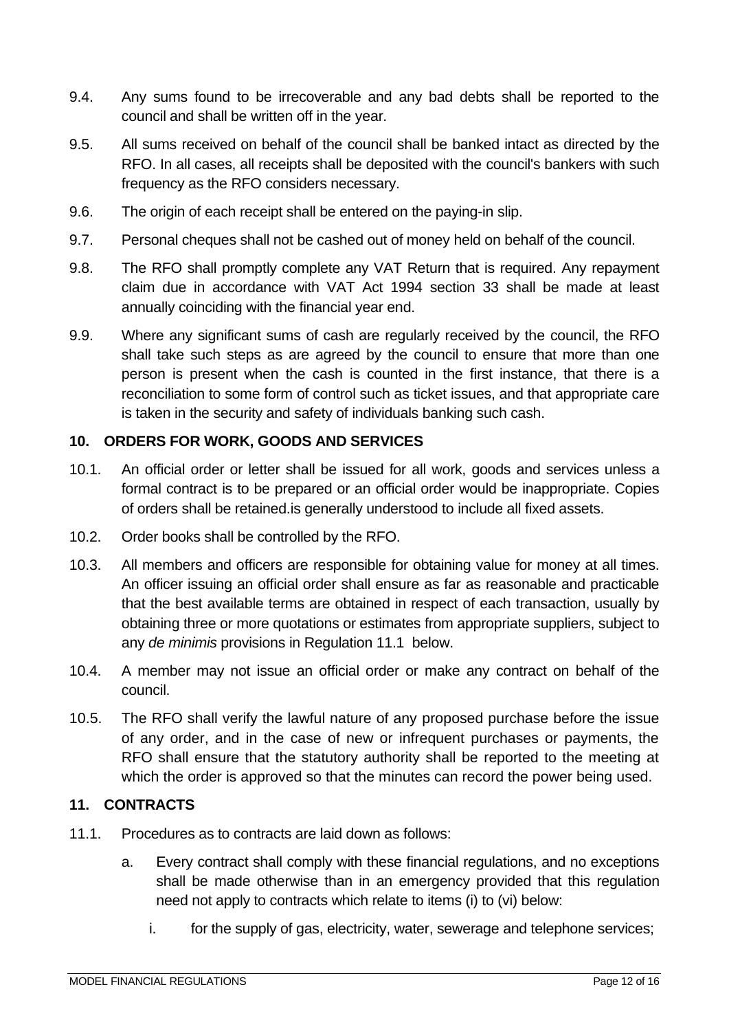9.4. Any sums found to be irrecoverable and any bad debts shall be reported to the council and shall be written off in the year.

9.5. All sums received on behalf of the council shall be banked intact as directed by the RFO. In all cases, all receipts shall be deposited with the council's bankers with such frequency as the RFO considers necessary.

9.6. The origin of each receipt shall be entered on the paying-in slip.

9.7. Personal cheques shall not be cashed out of money held on behalf of the council.

9.8. The RFO shall promptly complete any VAT Return that is required. Any repayment claim due in accordance with VAT Act 1994 section 33 shall be made at least annually coinciding with the financial year end.

9.9. Where any significant sums of cash are regularly received by the council, the RFO shall take such steps as are agreed by the council to ensure that more than one person is present when the cash is counted in the first instance, that there is a reconciliation to some form of control such as ticket issues, and that appropriate care is taken in the security and safety of individuals banking such cash.

## 10. ORDERS FOR WORK, GOODS AND SERVICES

10.1. An official order or letter shall be issued for all work, goods and services unless a formal contract is to be prepared or an official order would be inappropriate. Copies of orders shall be retained.is generally understood to include all fixed assets.

10.2. Order books shall be controlled by the RFO.

10.3. All members and officers are responsible for obtaining value for money at all times. An officer issuing an official order shall ensure as far as reasonable and practicable that the best available terms are obtained in respect of each transaction, usually by obtaining three or more quotations or estimates from appropriate suppliers, subject to any *de minimis* provisions in Regulation 11.1 below.

10.4. A member may not issue an official order or make any contract on behalf of the council.

10.5. The RFO shall verify the lawful nature of any proposed purchase before the issue of any order, and in the case of new or infrequent purchases or payments, the RFO shall ensure that the statutory authority shall be reported to the meeting at which the order is approved so that the minutes can record the power being used.

## 11. CONTRACTS

11.1. Procedures as to contracts are laid down as follows:

a. Every contract shall comply with these financial regulations, and no exceptions shall be made otherwise than in an emergency provided that this regulation need not apply to contracts which relate to items (i) to (vi) below:

i. for the supply of gas, electricity, water, sewerage and telephone services;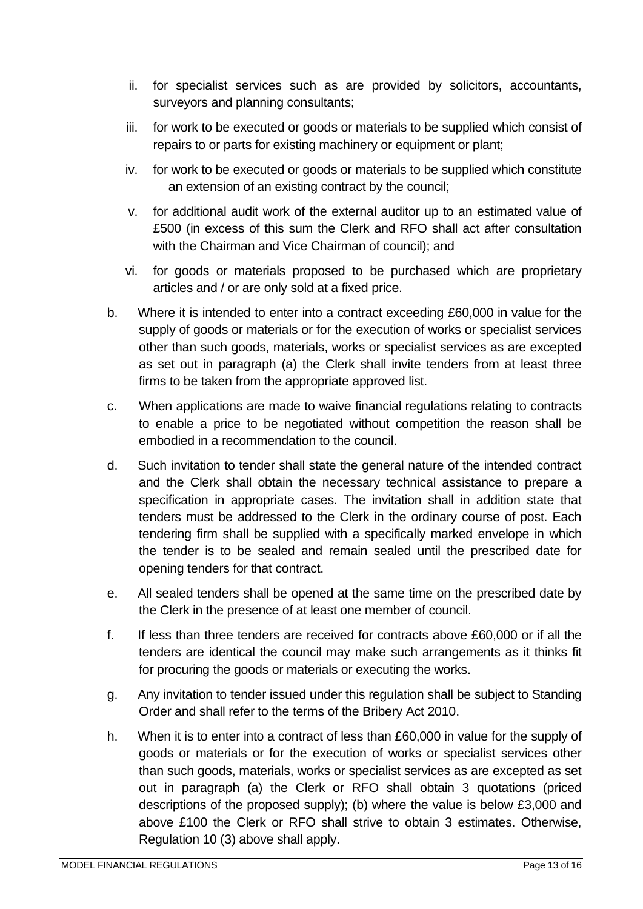ii. for specialist services such as are provided by solicitors, accountants, surveyors and planning consultants;

iii. for work to be executed or goods or materials to be supplied which consist of repairs to or parts for existing machinery or equipment or plant;

iv. for work to be executed or goods or materials to be supplied which constitute an extension of an existing contract by the council;

v. for additional audit work of the external auditor up to an estimated value of £500 (in excess of this sum the Clerk and RFO shall act after consultation with the Chairman and Vice Chairman of council); and

vi. for goods or materials proposed to be purchased which are proprietary articles and / or are only sold at a fixed price.

b. Where it is intended to enter into a contract exceeding £60,000 in value for the supply of goods or materials or for the execution of works or specialist services other than such goods, materials, works or specialist services as are excepted as set out in paragraph (a) the Clerk shall invite tenders from at least three firms to be taken from the appropriate approved list.

c. When applications are made to waive financial regulations relating to contracts to enable a price to be negotiated without competition the reason shall be embodied in a recommendation to the council.

d. Such invitation to tender shall state the general nature of the intended contract and the Clerk shall obtain the necessary technical assistance to prepare a specification in appropriate cases. The invitation shall in addition state that tenders must be addressed to the Clerk in the ordinary course of post. Each tendering firm shall be supplied with a specifically marked envelope in which the tender is to be sealed and remain sealed until the prescribed date for opening tenders for that contract.

e. All sealed tenders shall be opened at the same time on the prescribed date by the Clerk in the presence of at least one member of council.

f. If less than three tenders are received for contracts above £60,000 or if all the tenders are identical the council may make such arrangements as it thinks fit for procuring the goods or materials or executing the works.

g. Any invitation to tender issued under this regulation shall be subject to Standing Order and shall refer to the terms of the Bribery Act 2010.

h. When it is to enter into a contract of less than £60,000 in value for the supply of goods or materials or for the execution of works or specialist services other than such goods, materials, works or specialist services as are excepted as set out in paragraph (a) the Clerk or RFO shall obtain 3 quotations (priced descriptions of the proposed supply); (b) where the value is below £3,000 and above £100 the Clerk or RFO shall strive to obtain 3 estimates. Otherwise, Regulation 10 (3) above shall apply.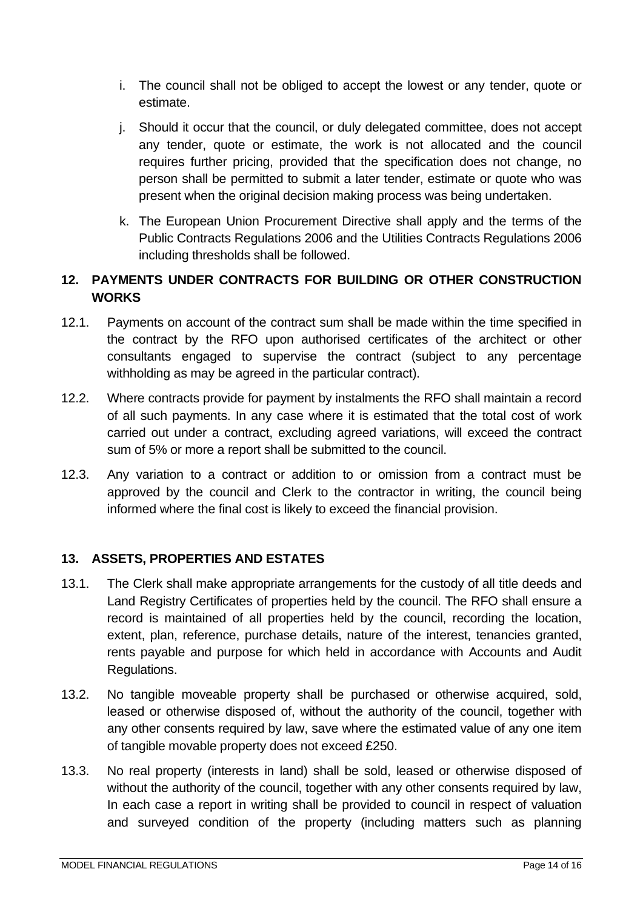i. The council shall not be obliged to accept the lowest or any tender, quote or estimate.

j. Should it occur that the council, or duly delegated committee, does not accept any tender, quote or estimate, the work is not allocated and the council requires further pricing, provided that the specification does not change, no person shall be permitted to submit a later tender, estimate or quote who was present when the original decision making process was being undertaken.

k. The European Union Procurement Directive shall apply and the terms of the Public Contracts Regulations 2006 and the Utilities Contracts Regulations 2006 including thresholds shall be followed.

## 12. PAYMENTS UNDER CONTRACTS FOR BUILDING OR OTHER CONSTRUCTION WORKS

12.1. Payments on account of the contract sum shall be made within the time specified in the contract by the RFO upon authorised certificates of the architect or other consultants engaged to supervise the contract (subject to any percentage withholding as may be agreed in the particular contract).

12.2. Where contracts provide for payment by instalments the RFO shall maintain a record of all such payments. In any case where it is estimated that the total cost of work carried out under a contract, excluding agreed variations, will exceed the contract sum of 5% or more a report shall be submitted to the council.

12.3. Any variation to a contract or addition to or omission from a contract must be approved by the council and Clerk to the contractor in writing, the council being informed where the final cost is likely to exceed the financial provision.

## 13. ASSETS, PROPERTIES AND ESTATES

13.1. The Clerk shall make appropriate arrangements for the custody of all title deeds and Land Registry Certificates of properties held by the council. The RFO shall ensure a record is maintained of all properties held by the council, recording the location, extent, plan, reference, purchase details, nature of the interest, tenancies granted, rents payable and purpose for which held in accordance with Accounts and Audit Regulations.

13.2. No tangible moveable property shall be purchased or otherwise acquired, sold, leased or otherwise disposed of, without the authority of the council, together with any other consents required by law, save where the estimated value of any one item of tangible movable property does not exceed £250.

13.3. No real property (interests in land) shall be sold, leased or otherwise disposed of without the authority of the council, together with any other consents required by law, In each case a report in writing shall be provided to council in respect of valuation and surveyed condition of the property (including matters such as planning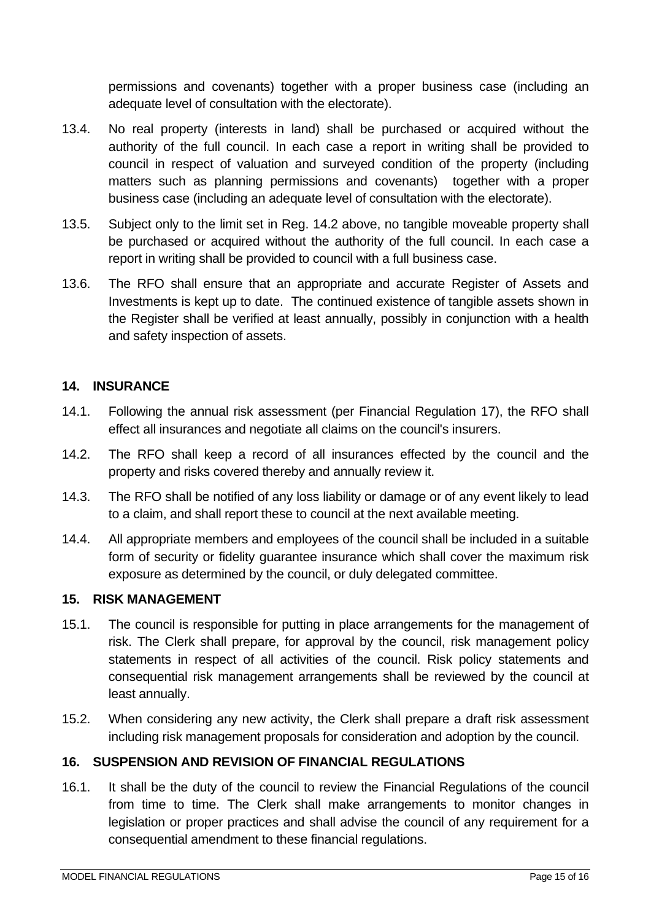permissions and covenants) together with a proper business case (including an adequate level of consultation with the electorate).

13.4. No real property (interests in land) shall be purchased or acquired without the authority of the full council. In each case a report in writing shall be provided to council in respect of valuation and surveyed condition of the property (including matters such as planning permissions and covenants) together with a proper business case (including an adequate level of consultation with the electorate).

13.5. Subject only to the limit set in Reg. 14.2 above, no tangible moveable property shall be purchased or acquired without the authority of the full council. In each case a report in writing shall be provided to council with a full business case.

13.6. The RFO shall ensure that an appropriate and accurate Register of Assets and Investments is kept up to date. The continued existence of tangible assets shown in the Register shall be verified at least annually, possibly in conjunction with a health and safety inspection of assets.

## 14. INSURANCE

14.1. Following the annual risk assessment (per Financial Regulation 17), the RFO shall effect all insurances and negotiate all claims on the council's insurers.

14.2. The RFO shall keep a record of all insurances effected by the council and the property and risks covered thereby and annually review it.

14.3. The RFO shall be notified of any loss liability or damage or of any event likely to lead to a claim, and shall report these to council at the next available meeting.

14.4. All appropriate members and employees of the council shall be included in a suitable form of security or fidelity guarantee insurance which shall cover the maximum risk exposure as determined by the council, or duly delegated committee.

## 15. RISK MANAGEMENT

15.1. The council is responsible for putting in place arrangements for the management of risk. The Clerk shall prepare, for approval by the council, risk management policy statements in respect of all activities of the council. Risk policy statements and consequential risk management arrangements shall be reviewed by the council at least annually.

15.2. When considering any new activity, the Clerk shall prepare a draft risk assessment including risk management proposals for consideration and adoption by the council.

## 16. SUSPENSION AND REVISION OF FINANCIAL REGULATIONS

16.1. It shall be the duty of the council to review the Financial Regulations of the council from time to time. The Clerk shall make arrangements to monitor changes in legislation or proper practices and shall advise the council of any requirement for a consequential amendment to these financial regulations.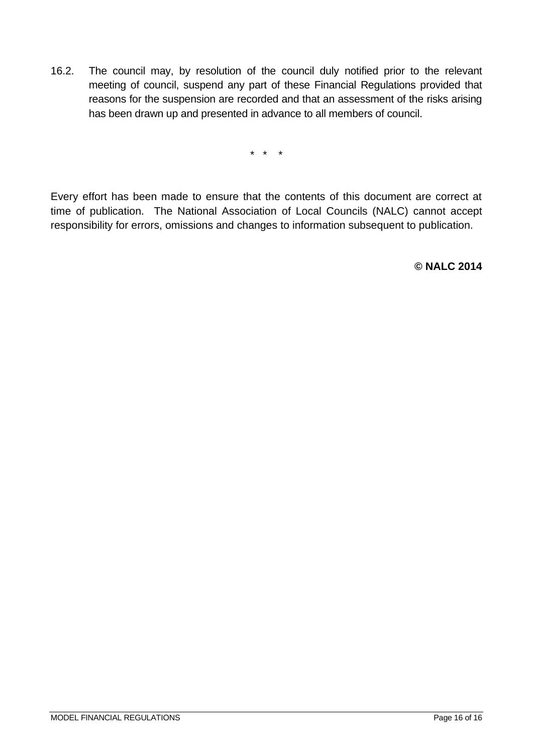16.2. The council may, by resolution of the council duly notified prior to the relevant meeting of council, suspend any part of these Financial Regulations provided that reasons for the suspension are recorded and that an assessment of the risks arising has been drawn up and presented in advance to all members of council.

* * *

Every effort has been made to ensure that the contents of this document are correct at time of publication. The National Association of Local Councils (NALC) cannot accept responsibility for errors, omissions and changes to information subsequent to publication.

**© NALC 2014**